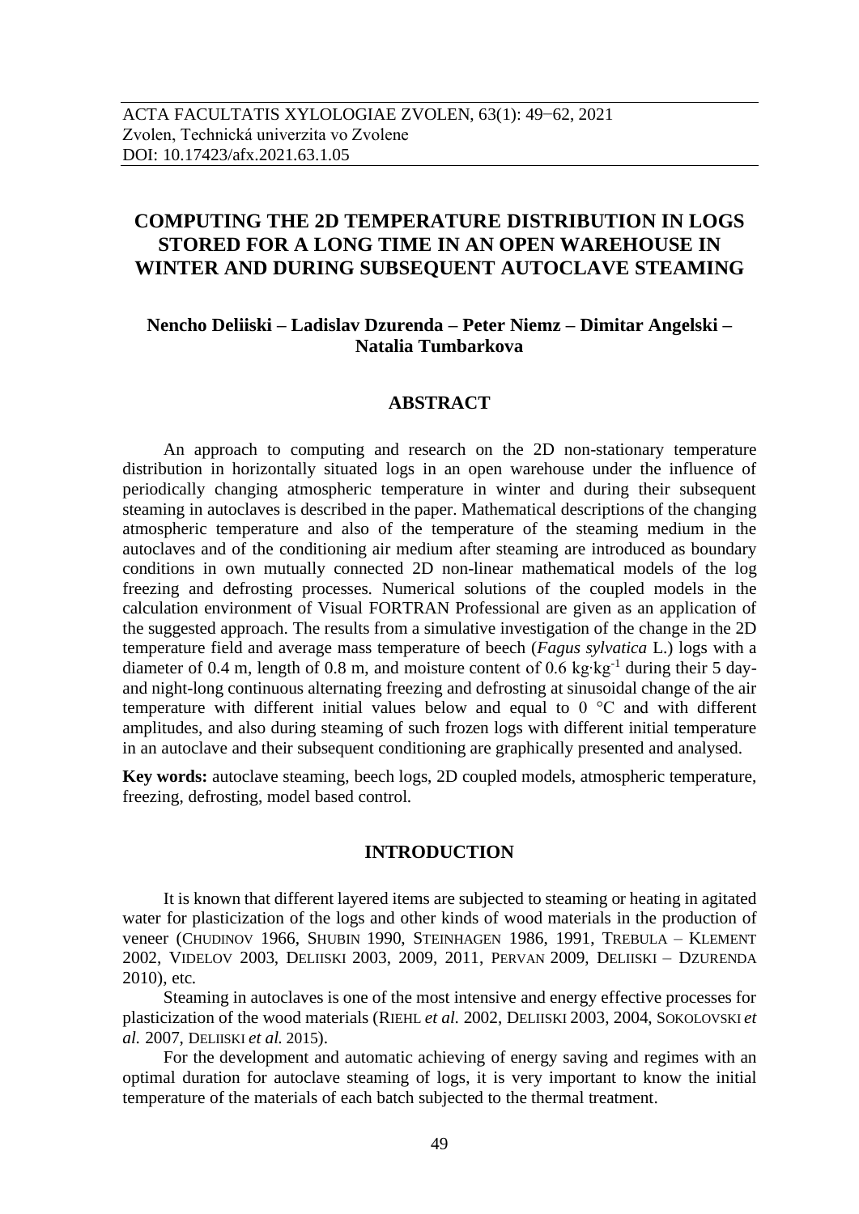ACTA FACULTATIS XYLOLOGIAE ZVOLEN, 63(1): 49−62, 2021
Zvolen, Technická univerzita vo Zvolene
DOI: 10.17423/afx.2021.63.1.05

# COMPUTING THE 2D TEMPERATURE DISTRIBUTION IN LOGS STORED FOR A LONG TIME IN AN OPEN WAREHOUSE IN WINTER AND DURING SUBSEQUENT AUTOCLAVE STEAMING

**Nencho Deliiski – Ladislav Dzurenda – Peter Niemz – Dimitar Angelski – Natalia Tumbarkova**

## ABSTRACT

An approach to computing and research on the 2D non-stationary temperature distribution in horizontally situated logs in an open warehouse under the influence of periodically changing atmospheric temperature in winter and during their subsequent steaming in autoclaves is described in the paper. Mathematical descriptions of the changing atmospheric temperature and also of the temperature of the steaming medium in the autoclaves and of the conditioning air medium after steaming are introduced as boundary conditions in own mutually connected 2D non-linear mathematical models of the log freezing and defrosting processes. Numerical solutions of the coupled models in the calculation environment of Visual FORTRAN Professional are given as an application of the suggested approach. The results from a simulative investigation of the change in the 2D temperature field and average mass temperature of beech (*Fagus sylvatica* L.) logs with a diameter of 0.4 m, length of 0.8 m, and moisture content of 0.6 $kg \cdot kg^{-1}$ during their 5 day- and night-long continuous alternating freezing and defrosting at sinusoidal change of the air temperature with different initial values below and equal to 0 °C and with different amplitudes, and also during steaming of such frozen logs with different initial temperature in an autoclave and their subsequent conditioning are graphically presented and analysed.

**Key words:** autoclave steaming, beech logs, 2D coupled models, atmospheric temperature, freezing, defrosting, model based control.

## INTRODUCTION

It is known that different layered items are subjected to steaming or heating in agitated water for plasticization of the logs and other kinds of wood materials in the production of veneer (CHUDINOV 1966, SHUBIN 1990, STEINHAGEN 1986, 1991, TREBULA – KLEMENT 2002, VIDELOV 2003, DELIISKI 2003, 2009, 2011, PERVAN 2009, DELIISKI – DZURENDA 2010), etc.

Steaming in autoclaves is one of the most intensive and energy effective processes for plasticization of the wood materials (RIEHL *et al.* 2002, DELIISKI 2003, 2004, SOKOLOVSKI *et al.* 2007, DELIISKI *et al.* 2015).

For the development and automatic achieving of energy saving and regimes with an optimal duration for autoclave steaming of logs, it is very important to know the initial temperature of the materials of each batch subjected to the thermal treatment.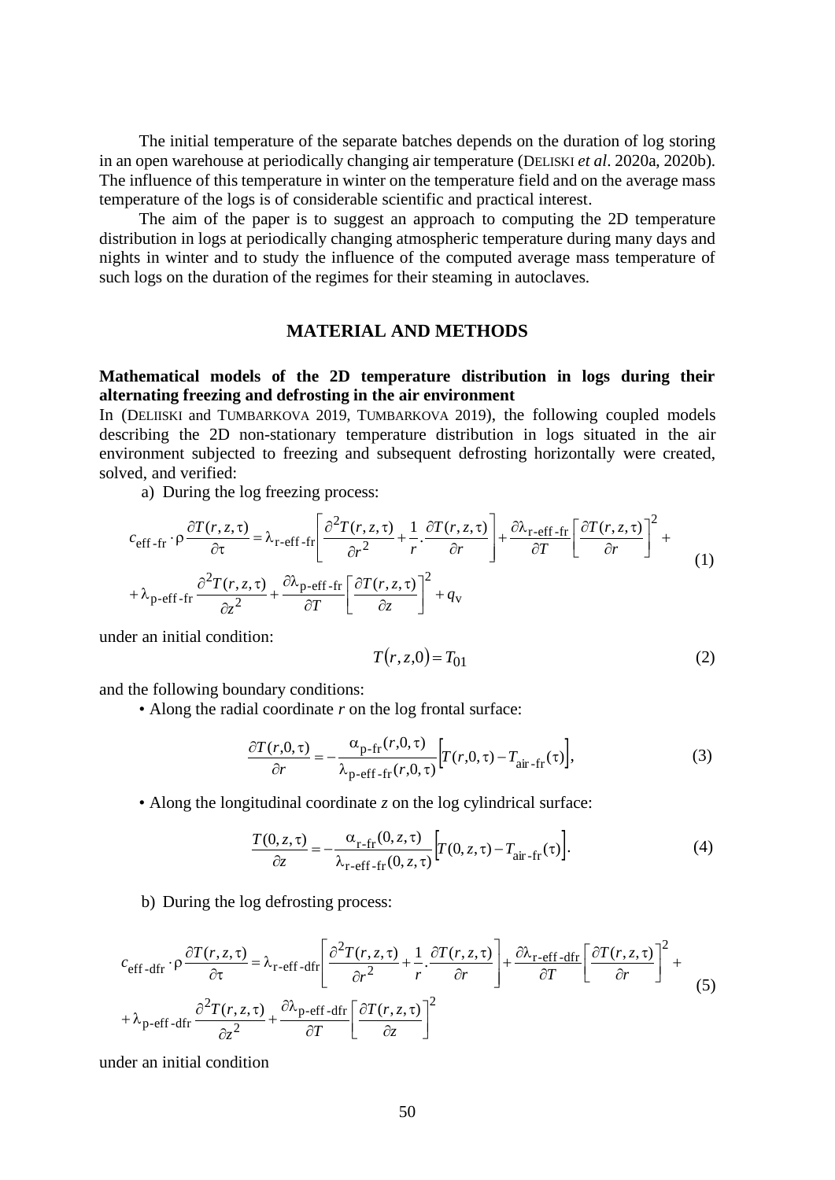The initial temperature of the separate batches depends on the duration of log storing in an open warehouse at periodically changing air temperature (DELISKI *et al*. 2020a, 2020b). The influence of this temperature in winter on the temperature field and on the average mass temperature of the logs is of considerable scientific and practical interest.

The aim of the paper is to suggest an approach to computing the 2D temperature distribution in logs at periodically changing atmospheric temperature during many days and nights in winter and to study the influence of the computed average mass temperature of such logs on the duration of the regimes for their steaming in autoclaves.

## MATERIAL AND METHODS

**Mathematical models of the 2D temperature distribution in logs during their alternating freezing and defrosting in the air environment**

In (DELIISKI and TUMBARKOVA 2019, TUMBARKOVA 2019), the following coupled models describing the 2D non-stationary temperature distribution in logs situated in the air environment subjected to freezing and subsequent defrosting horizontally were created, solved, and verified:

a) During the log freezing process:

$$c_{\text{eff-fr}} \cdot \rho \frac{\partial T(r,z,\tau)}{\partial \tau} = \lambda_{\text{r-eff-fr}} \left[ \frac{\partial^2 T(r,z,\tau)}{\partial r^2} + \frac{1}{r} . \frac{\partial T(r,z,\tau)}{\partial r} \right] + \frac{\partial \lambda_{\text{r-eff-fr}}}{\partial T} \left[ \frac{\partial T(r,z,\tau)}{\partial r} \right]^2 + \\ + \lambda_{\text{p-eff-fr}} \frac{\partial^2 T(r,z,\tau)}{\partial z^2} + \frac{\partial \lambda_{\text{p-eff-fr}}}{\partial T} \left[ \frac{\partial T(r,z,\tau)}{\partial z} \right]^2 + q_{\text{v}} \tag{1}$$

under an initial condition:

$$T(r,z,0) = T_{01} \tag{2}$$

and the following boundary conditions:

• Along the radial coordinate *r* on the log frontal surface:

$$\frac{\partial T(r,0,\tau)}{\partial r} = -\frac{\alpha_{\text{p-fr}}(r,0,\tau)}{\lambda_{\text{p-eff-fr}}(r,0,\tau)} \Big[ T(r,0,\tau) - T_{\text{air-fr}}(\tau) \Big], \tag{3}$$

• Along the longitudinal coordinate *z* on the log cylindrical surface:

$$\frac{T(0,z,\tau)}{\partial z} = -\frac{\alpha_{\text{r-fr}}(0,z,\tau)}{\lambda_{\text{r-eff-fr}}(0,z,\tau)} \Big[ T(0,z,\tau) - T_{\text{air-fr}}(\tau) \Big]. \tag{4}$$

b) During the log defrosting process:

$$c_{\text{eff-dfr}} \cdot \rho \frac{\partial T(r,z,\tau)}{\partial \tau} = \lambda_{\text{r-eff-dfr}} \left[ \frac{\partial^2 T(r,z,\tau)}{\partial r^2} + \frac{1}{r} . \frac{\partial T(r,z,\tau)}{\partial r} \right] + \frac{\partial \lambda_{\text{r-eff-dfr}}}{\partial T} \left[ \frac{\partial T(r,z,\tau)}{\partial r} \right]^2 + \\ + \lambda_{\text{p-eff-dfr}} \frac{\partial^2 T(r,z,\tau)}{\partial z^2} + \frac{\partial \lambda_{\text{p-eff-dfr}}}{\partial T} \left[ \frac{\partial T(r,z,\tau)}{\partial z} \right]^2 \tag{5}$$

under an initial condition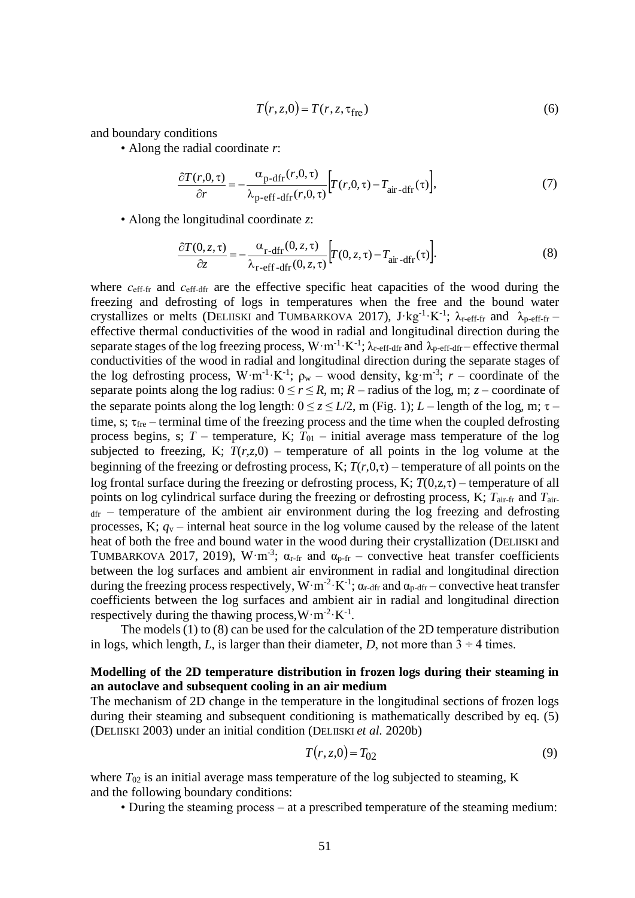$$T(r,z,0) = T(r,z,\tau_{\mathrm{fre}}) \tag{6}$$

and boundary conditions

• Along the radial coordinate *r*:

$$\frac{\partial T(r,0,\tau)}{\partial r} = -\frac{\alpha_{\mathrm{p\text{-}dfr}}(r,0,\tau)}{\lambda_{\mathrm{p\text{-}eff\text{-}dfr}}(r,0,\tau)}\left[T(r,0,\tau) - T_{\mathrm{air\text{-}dfr}}(\tau)\right], \tag{7}$$

• Along the longitudinal coordinate *z*:

$$\frac{\partial T(0,z,\tau)}{\partial z} = -\frac{\alpha_{\mathrm{r\text{-}dfr}}(0,z,\tau)}{\lambda_{\mathrm{r\text{-}eff\text{-}dfr}}(0,z,\tau)}\left[T(0,z,\tau) - T_{\mathrm{air\text{-}dfr}}(\tau)\right]. \tag{8}$$

where $c_{\mathrm{eff\text{-}fr}}$ and $c_{\mathrm{eff\text{-}dfr}}$ are the effective specific heat capacities of the wood during the freezing and defrosting of logs in temperatures when the free and the bound water crystallizes or melts (DELIISKI and TUMBARKOVA 2017), $\mathrm{J \cdot kg^{-1} \cdot K^{-1}}$; $\lambda_{\mathrm{r\text{-}eff\text{-}fr}}$ and $\lambda_{\mathrm{p\text{-}eff\text{-}fr}}$ – effective thermal conductivities of the wood in radial and longitudinal direction during the separate stages of the log freezing process, $\mathrm{W \cdot m^{-1} \cdot K^{-1}}$; $\lambda_{\mathrm{r\text{-}eff\text{-}dfr}}$ and $\lambda_{\mathrm{p\text{-}eff\text{-}dfr}}$ – effective thermal conductivities of the wood in radial and longitudinal direction during the separate stages of the log defrosting process, $\mathrm{W \cdot m^{-1} \cdot K^{-1}}$; $\rho_w$ – wood density, $\mathrm{kg \cdot m^{-3}}$; $r$ – coordinate of the separate points along the log radius: $0 \le r \le R$, m; $R$ – radius of the log, m; $z$ – coordinate of the separate points along the log length: $0 \le z \le L/2$, m (Fig. 1); $L$ – length of the log, m; $\tau$ – time, s; $\tau_{\mathrm{fre}}$ – terminal time of the freezing process and the time when the coupled defrosting process begins, s; $T$ – temperature, K; $T_{01}$ – initial average mass temperature of the log subjected to freezing, K; $T(r,z,0)$ – temperature of all points in the log volume at the beginning of the freezing or defrosting process, K; $T(r,0,\tau)$ – temperature of all points on the log frontal surface during the freezing or defrosting process, K; $T(0,z,\tau)$ – temperature of all points on log cylindrical surface during the freezing or defrosting process, K; $T_{\mathrm{air\text{-}fr}}$ and $T_{\mathrm{air\text{-}dfr}}$ – temperature of the ambient air environment during the log freezing and defrosting processes, K; $q_v$ – internal heat source in the log volume caused by the release of the latent heat of both the free and bound water in the wood during their crystallization (DELIISKI and TUMBARKOVA 2017, 2019), $\mathrm{W \cdot m^{-3}}$; $\alpha_{\mathrm{r\text{-}fr}}$ and $\alpha_{\mathrm{p\text{-}fr}}$ – convective heat transfer coefficients between the log surfaces and ambient air environment in radial and longitudinal direction during the freezing process respectively, $\mathrm{W \cdot m^{-2} \cdot K^{-1}}$; $\alpha_{\mathrm{r\text{-}dfr}}$ and $\alpha_{\mathrm{p\text{-}dfr}}$ – convective heat transfer coefficients between the log surfaces and ambient air in radial and longitudinal direction respectively during the thawing process, $\mathrm{W \cdot m^{-2} \cdot K^{-1}}$.

The models (1) to (8) can be used for the calculation of the 2D temperature distribution in logs, which length, $L$, is larger than their diameter, $D$, not more than $3 \div 4$ times.

**Modelling of the 2D temperature distribution in frozen logs during their steaming in an autoclave and subsequent cooling in an air medium**

The mechanism of 2D change in the temperature in the longitudinal sections of frozen logs during their steaming and subsequent conditioning is mathematically described by eq. (5) (DELIISKI 2003) under an initial condition (DELIISKI *et al.* 2020b)

$$T(r,z,0) = T_{02} \tag{9}$$

where $T_{02}$ is an initial average mass temperature of the log subjected to steaming, K and the following boundary conditions:

• During the steaming process – at a prescribed temperature of the steaming medium: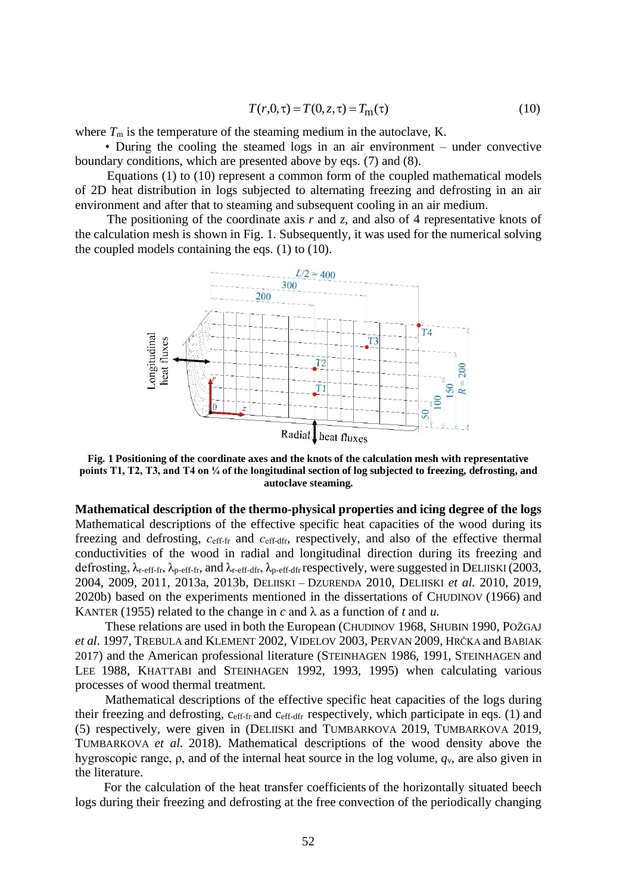$$T(r,0,\tau) = T(0,z,\tau) = T_{\mathrm{m}}(\tau) \tag{10}$$

where $T_m$ is the temperature of the steaming medium in the autoclave, K.

• During the cooling the steamed logs in an air environment – under convective boundary conditions, which are presented above by eqs. (7) and (8).

Equations (1) to (10) represent a common form of the coupled mathematical models of 2D heat distribution in logs subjected to alternating freezing and defrosting in an air environment and after that to steaming and subsequent cooling in an air medium.

The positioning of the coordinate axis *r* and *z*, and also of 4 representative knots of the calculation mesh is shown in Fig. 1. Subsequently, it was used for the numerical solving the coupled models containing the eqs. (1) to (10).

**Fig. 1 Positioning of the coordinate axes and the knots of the calculation mesh with representative points T1, T2, T3, and T4 on ¼ of the longitudinal section of log subjected to freezing, defrosting, and autoclave steaming.**

**Mathematical description of the thermo-physical properties and icing degree of the logs**

Mathematical descriptions of the effective specific heat capacities of the wood during its freezing and defrosting, $c_{\text{eff-fr}}$ and $c_{\text{eff-dfr}}$, respectively, and also of the effective thermal conductivities of the wood in radial and longitudinal direction during its freezing and defrosting, $\lambda_{\text{r-eff-fr}}$, $\lambda_{\text{p-eff-fr}}$, and $\lambda_{\text{r-eff-dfr}}$, $\lambda_{\text{p-eff-dfr}}$ respectively, were suggested in DELIISKI (2003, 2004, 2009, 2011, 2013a, 2013b, DELIISKI – DZURENDA 2010, DELIISKI *et al.* 2010, 2019, 2020b) based on the experiments mentioned in the dissertations of CHUDINOV (1966) and KANTER (1955) related to the change in *c* and λ as a function of *t* and *u*.

These relations are used in both the European (CHUDINOV 1968, SHUBIN 1990, POŽGAJ *et al*. 1997, TREBULA and KLEMENT 2002, VIDELOV 2003, PERVAN 2009, HRČKA and BABIAK 2017) and the American professional literature (STEINHAGEN 1986, 1991, STEINHAGEN and LEE 1988, KHATTABI and STEINHAGEN 1992, 1993, 1995) when calculating various processes of wood thermal treatment.

Mathematical descriptions of the effective specific heat capacities of the logs during their freezing and defrosting, $c_{\text{eff-fr}}$ and $c_{\text{eff-dfr}}$ respectively, which participate in eqs. (1) and (5) respectively, were given in (DELIISKI and TUMBARKOVA 2019, TUMBARKOVA 2019, TUMBARKOVA *et al.* 2018). Mathematical descriptions of the wood density above the hygroscopic range, ρ, and of the internal heat source in the log volume, $q_v$, are also given in the literature.

For the calculation of the heat transfer coefficients of the horizontally situated beech logs during their freezing and defrosting at the free convection of the periodically changing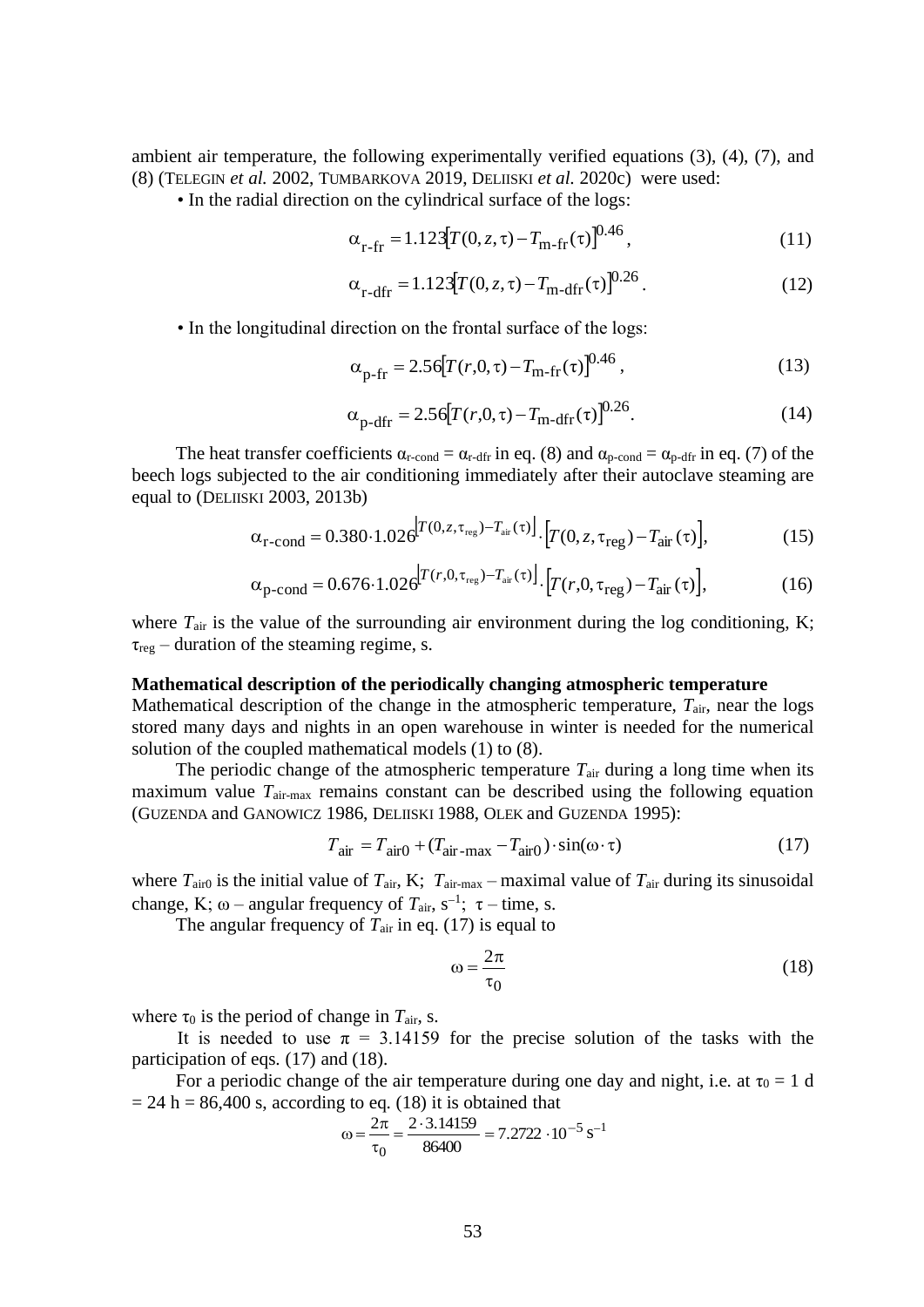ambient air temperature, the following experimentally verified equations (3), (4), (7), and (8) (TELEGIN *et al.* 2002, TUMBARKOVA 2019, DELIISKI *et al.* 2020c) were used:

• In the radial direction on the cylindrical surface of the logs:

$$\alpha_{\text{r-fr}} = 1.123\left[T(0,z,\tau) - T_{\text{m-fr}}(\tau)\right]^{0.46}, \tag{11}$$

$$\alpha_{\text{r-dfr}} = 1.123\left[T(0,z,\tau) - T_{\text{m-dfr}}(\tau)\right]^{0.26}. \tag{12}$$

• In the longitudinal direction on the frontal surface of the logs:

$$\alpha_{\text{p-fr}} = 2.56\left[T(r,0,\tau) - T_{\text{m-fr}}(\tau)\right]^{0.46}, \tag{13}$$

$$\alpha_{\text{p-dfr}} = 2.56\left[T(r,0,\tau) - T_{\text{m-dfr}}(\tau)\right]^{0.26}. \tag{14}$$

The heat transfer coefficients $\alpha_{\text{r-cond}} = \alpha_{\text{r-dfr}}$ in eq. (8) and $\alpha_{\text{p-cond}} = \alpha_{\text{p-dfr}}$ in eq. (7) of the beech logs subjected to the air conditioning immediately after their autoclave steaming are equal to (DELIISKI 2003, 2013b)

$$\alpha_{\text{r-cond}} = 0.380 \cdot 1.026^{\left|T(0,z,\tau_{\text{reg}}) - T_{\text{air}}(\tau)\right|} \cdot \left[T(0,z,\tau_{\text{reg}}) - T_{\text{air}}(\tau)\right], \tag{15}$$

$$\alpha_{\text{p-cond}} = 0.676 \cdot 1.026^{\left|T(r,0,\tau_{\text{reg}}) - T_{\text{air}}(\tau)\right|} \cdot \left[T(r,0,\tau_{\text{reg}}) - T_{\text{air}}(\tau)\right], \tag{16}$$

where $T_{\text{air}}$ is the value of the surrounding air environment during the log conditioning, K; $\tau_{\text{reg}}$ – duration of the steaming regime, s.

**Mathematical description of the periodically changing atmospheric temperature**

Mathematical description of the change in the atmospheric temperature, $T_{\text{air}}$, near the logs stored many days and nights in an open warehouse in winter is needed for the numerical solution of the coupled mathematical models (1) to (8).

The periodic change of the atmospheric temperature $T_{\text{air}}$ during a long time when its maximum value $T_{\text{air-max}}$ remains constant can be described using the following equation (GUZENDA and GANOWICZ 1986, DELIISKI 1988, OLEK and GUZENDA 1995):

$$T_{\text{air}} = T_{\text{air0}} + (T_{\text{air-max}} - T_{\text{air0}}) \cdot \sin(\omega \cdot \tau) \tag{17}$$

where $T_{\text{air0}}$ is the initial value of $T_{\text{air}}$, K; $T_{\text{air-max}}$ – maximal value of $T_{\text{air}}$ during its sinusoidal change, K; $\omega$ – angular frequency of $T_{\text{air}}$, $\text{s}^{-1}$; $\tau$ – time, s.

The angular frequency of $T_{\text{air}}$ in eq. (17) is equal to

$$\omega = \frac{2\pi}{\tau_0} \tag{18}$$

where $\tau_0$ is the period of change in $T_{\text{air}}$, s.

It is needed to use $\pi = 3.14159$ for the precise solution of the tasks with the participation of eqs. (17) and (18).

For a periodic change of the air temperature during one day and night, i.e. at $\tau_0 = 1$ d $= 24$ h $= 86{,}400$ s, according to eq. (18) it is obtained that

$$\omega = \frac{2\pi}{\tau_0} = \frac{2 \cdot 3.14159}{86400} = 7.2722 \cdot 10^{-5}\ \text{s}^{-1}$$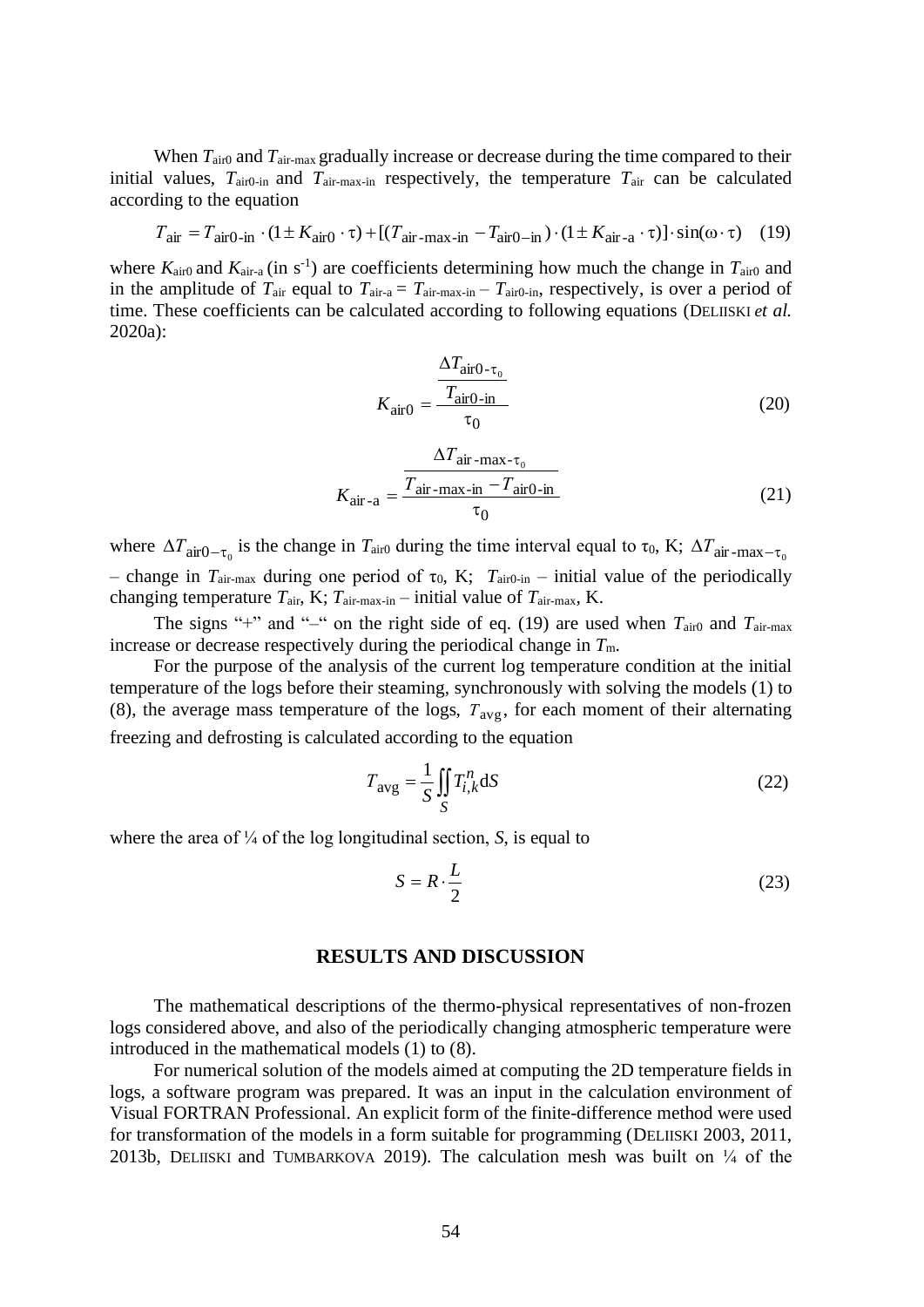When $T_{air0}$ and $T_{air-max}$ gradually increase or decrease during the time compared to their initial values, $T_{air0-in}$ and $T_{air-max-in}$ respectively, the temperature $T_{air}$ can be calculated according to the equation

$$T_{air} = T_{air0\text{-}in} \cdot (1 \pm K_{air0} \cdot \tau) + [(T_{air\text{-}max\text{-}in} - T_{air0-in}) \cdot (1 \pm K_{air\text{-}a} \cdot \tau)] \cdot \sin(\omega \cdot \tau) \quad (19)$$

where $K_{air0}$ and $K_{air-a}$ (in $s^{-1}$) are coefficients determining how much the change in $T_{air0}$ and in the amplitude of $T_{air}$ equal to $T_{air-a} = T_{air-max-in} - T_{air0-in}$, respectively, is over a period of time. These coefficients can be calculated according to following equations (DELIISKI *et al.* 2020a):

$$K_{air0} = \frac{\dfrac{\Delta T_{air0\text{-}\tau_0}}{T_{air0\text{-}in}}}{\tau_0} \quad (20)$$

$$K_{air\text{-}a} = \frac{\dfrac{\Delta T_{air\text{-}max\text{-}\tau_0}}{T_{air\text{-}max\text{-}in} - T_{air0\text{-}in}}}{\tau_0} \quad (21)$$

where $\Delta T_{air0-\tau_0}$ is the change in $T_{air0}$ during the time interval equal to $\tau_0$, K; $\Delta T_{air\text{-}max-\tau_0}$ – change in $T_{air-max}$ during one period of $\tau_0$, K; $T_{air0-in}$ – initial value of the periodically changing temperature $T_{air}$, K; $T_{air-max-in}$ – initial value of $T_{air-max}$, K.

The signs "+" and "–" on the right side of eq. (19) are used when $T_{air0}$ and $T_{air-max}$ increase or decrease respectively during the periodical change in $T_m$.

For the purpose of the analysis of the current log temperature condition at the initial temperature of the logs before their steaming, synchronously with solving the models (1) to (8), the average mass temperature of the logs, $T_{avg}$, for each moment of their alternating freezing and defrosting is calculated according to the equation

$$T_{avg} = \frac{1}{S} \iint_S T_{i,k}^n \mathrm{d}S \quad (22)$$

where the area of ¼ of the log longitudinal section, $S$, is equal to

$$S = R \cdot \frac{L}{2} \quad (23)$$

## RESULTS AND DISCUSSION

The mathematical descriptions of the thermo-physical representatives of non-frozen logs considered above, and also of the periodically changing atmospheric temperature were introduced in the mathematical models (1) to (8).

For numerical solution of the models aimed at computing the 2D temperature fields in logs, a software program was prepared. It was an input in the calculation environment of Visual FORTRAN Professional. An explicit form of the finite-difference method were used for transformation of the models in a form suitable for programming (DELIISKI 2003, 2011, 2013b, DELIISKI and TUMBARKOVA 2019). The calculation mesh was built on ¼ of the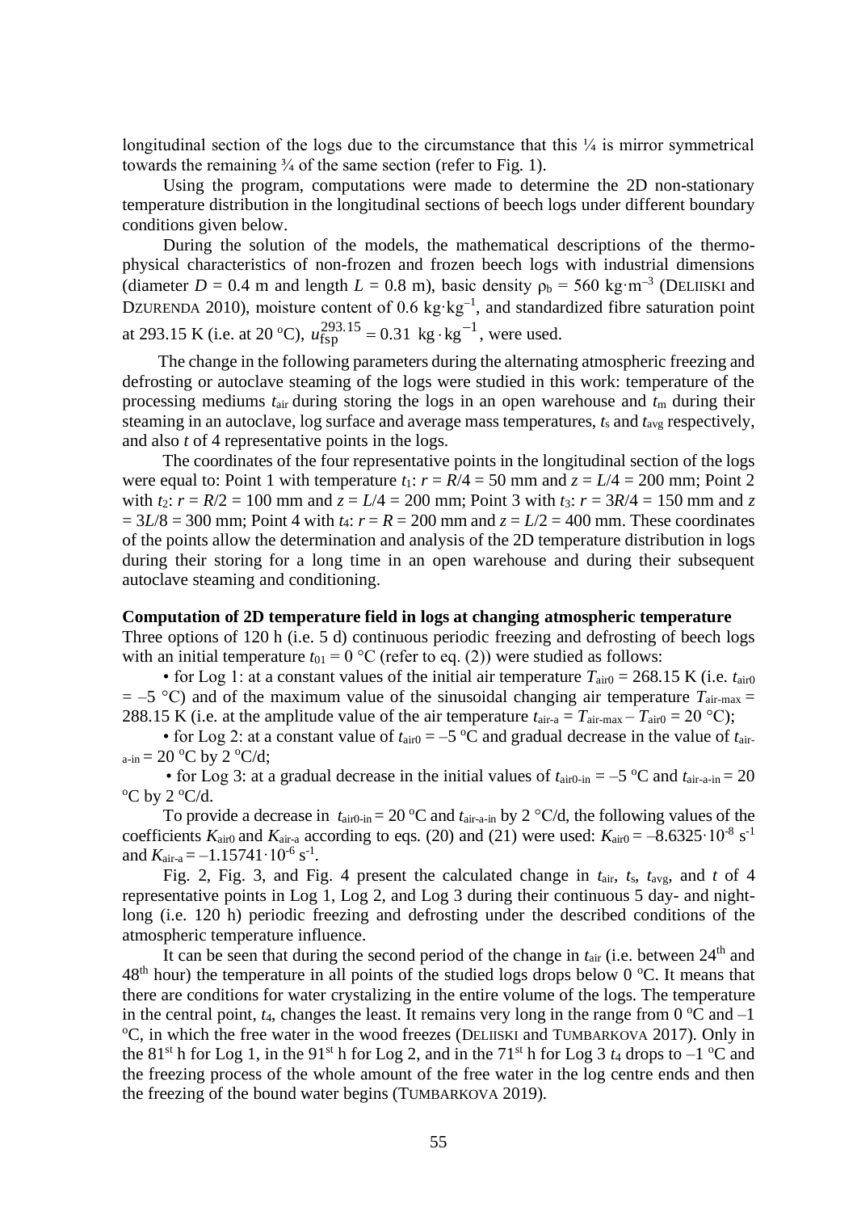longitudinal section of the logs due to the circumstance that this ¼ is mirror symmetrical towards the remaining ¾ of the same section (refer to Fig. 1).

Using the program, computations were made to determine the 2D non-stationary temperature distribution in the longitudinal sections of beech logs under different boundary conditions given below.

During the solution of the models, the mathematical descriptions of the thermo-physical characteristics of non-frozen and frozen beech logs with industrial dimensions (diameter $D$ = 0.4 m and length $L$ = 0.8 m), basic density $\rho_b$ = 560 kg·m$^{-3}$ (Deliiski and Dzurenda 2010), moisture content of 0.6 kg·kg$^{-1}$, and standardized fibre saturation point at 293.15 K (i.e. at 20 °C), $u_{\text{fsp}}^{293.15} = 0.31 \text{ kg} \cdot \text{kg}^{-1}$, were used.

The change in the following parameters during the alternating atmospheric freezing and defrosting or autoclave steaming of the logs were studied in this work: temperature of the processing mediums $t_{\text{air}}$ during storing the logs in an open warehouse and $t_{\text{m}}$ during their steaming in an autoclave, log surface and average mass temperatures, $t_{\text{s}}$ and $t_{\text{avg}}$ respectively, and also $t$ of 4 representative points in the logs.

The coordinates of the four representative points in the longitudinal section of the logs were equal to: Point 1 with temperature $t_1$: $r = R/4$ = 50 mm and $z = L/4$ = 200 mm; Point 2 with $t_2$: $r = R/2$ = 100 mm and $z = L/4$ = 200 mm; Point 3 with $t_3$: $r = 3R/4$ = 150 mm and $z = 3L/8$ = 300 mm; Point 4 with $t_4$: $r = R$ = 200 mm and $z = L/2$ = 400 mm. These coordinates of the points allow the determination and analysis of the 2D temperature distribution in logs during their storing for a long time in an open warehouse and during their subsequent autoclave steaming and conditioning.

**Computation of 2D temperature field in logs at changing atmospheric temperature**

Three options of 120 h (i.e. 5 d) continuous periodic freezing and defrosting of beech logs with an initial temperature $t_{01}$ = 0 °C (refer to eq. (2)) were studied as follows:

- for Log 1: at a constant values of the initial air temperature $T_{\text{air0}}$ = 268.15 K (i.e. $t_{\text{air0}}$ = –5 °C) and of the maximum value of the sinusoidal changing air temperature $T_{\text{air-max}}$ = 288.15 K (i.e. at the amplitude value of the air temperature $t_{\text{air-a}} = T_{\text{air-max}} - T_{\text{air0}}$ = 20 °C);
- for Log 2: at a constant value of $t_{\text{air0}}$ = –5 °C and gradual decrease in the value of $t_{\text{air-a-in}}$ = 20 °C by 2 °C/d;
- for Log 3: at a gradual decrease in the initial values of $t_{\text{air0-in}}$ = –5 °C and $t_{\text{air-a-in}}$ = 20 °C by 2 °C/d.

To provide a decrease in $t_{\text{air0-in}}$ = 20 °C and $t_{\text{air-a-in}}$ by 2 °C/d, the following values of the coefficients $K_{\text{air0}}$ and $K_{\text{air-a}}$ according to eqs. (20) and (21) were used: $K_{\text{air0}} = -8.6325 \cdot 10^{-8}$ s$^{-1}$ and $K_{\text{air-a}} = -1.15741 \cdot 10^{-6}$ s$^{-1}$.

Fig. 2, Fig. 3, and Fig. 4 present the calculated change in $t_{\text{air}}$, $t_{\text{s}}$, $t_{\text{avg}}$, and $t$ of 4 representative points in Log 1, Log 2, and Log 3 during their continuous 5 day- and night-long (i.e. 120 h) periodic freezing and defrosting under the described conditions of the atmospheric temperature influence.

It can be seen that during the second period of the change in $t_{\text{air}}$ (i.e. between 24th and 48th hour) the temperature in all points of the studied logs drops below 0 °C. It means that there are conditions for water crystalizing in the entire volume of the logs. The temperature in the central point, $t_4$, changes the least. It remains very long in the range from 0 °C and –1 °C, in which the free water in the wood freezes (Deliiski and Tumbarkova 2017). Only in the 81st h for Log 1, in the 91st h for Log 2, and in the 71st h for Log 3 $t_4$ drops to –1 °C and the freezing process of the whole amount of the free water in the log centre ends and then the freezing of the bound water begins (Tumbarkova 2019).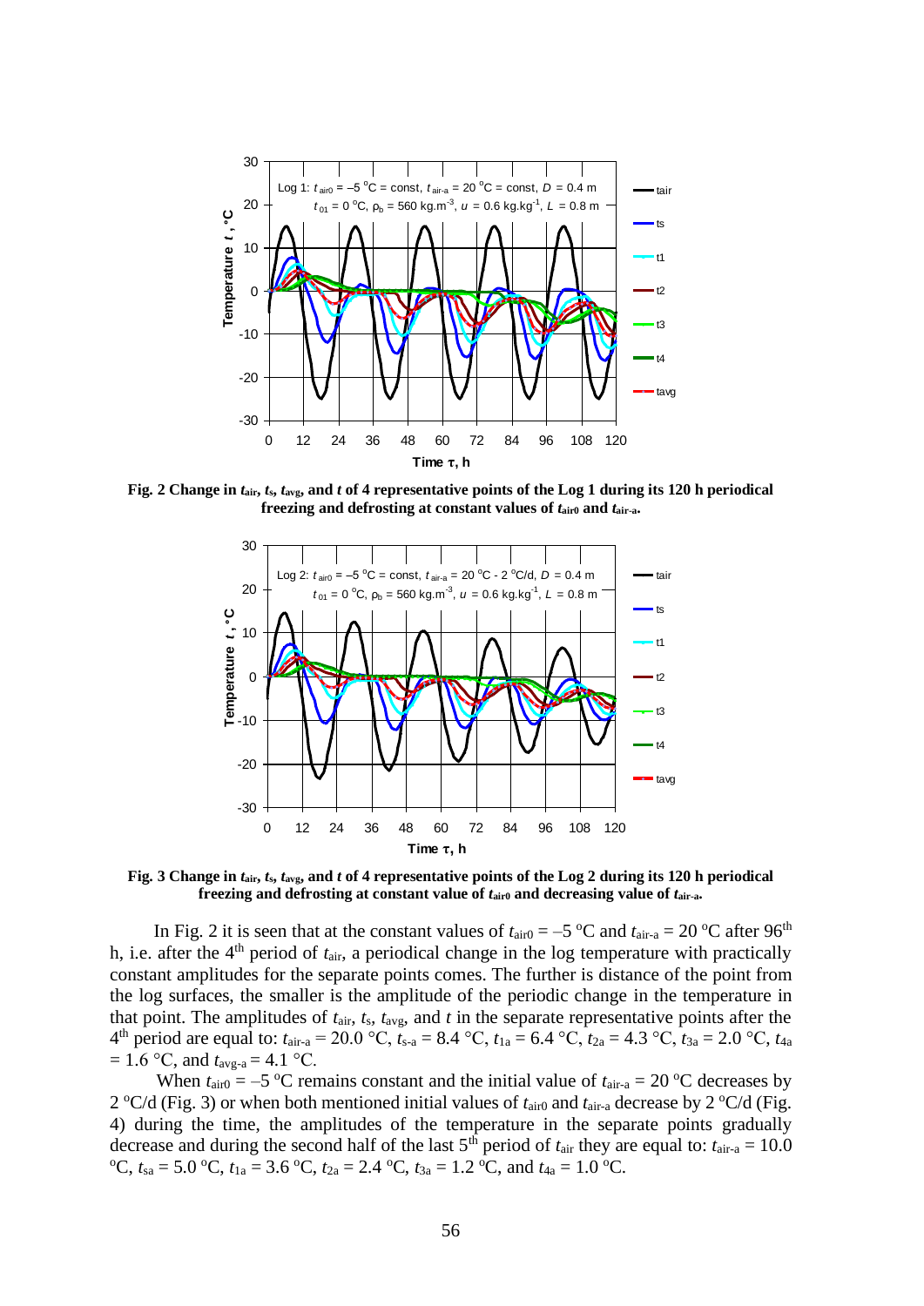**Fig. 2 Change in $t_{air}$, $t_s$, $t_{avg}$, and $t$ of 4 representative points of the Log 1 during its 120 h periodical freezing and defrosting at constant values of $t_{air0}$ and $t_{air\text{-}a}$.**

**Fig. 3 Change in $t_{air}$, $t_s$, $t_{avg}$, and $t$ of 4 representative points of the Log 2 during its 120 h periodical freezing and defrosting at constant value of $t_{air0}$ and decreasing value of $t_{air\text{-}a}$.**

In Fig. 2 it is seen that at the constant values of $t_{air0} = -5$ °C and $t_{air\text{-}a} = 20$ °C after 96[th] h, i.e. after the 4[th] period of $t_{air}$, a periodical change in the log temperature with practically constant amplitudes for the separate points comes. The further is distance of the point from the log surfaces, the smaller is the amplitude of the periodic change in the temperature in that point. The amplitudes of $t_{air}$, $t_s$, $t_{avg}$, and $t$ in the separate representative points after the 4[th] period are equal to: $t_{air\text{-}a} = 20.0$ °C, $t_{s\text{-}a} = 8.4$ °C, $t_{1a} = 6.4$ °C, $t_{2a} = 4.3$ °C, $t_{3a} = 2.0$ °C, $t_{4a} = 1.6$ °C, and $t_{avg\text{-}a} = 4.1$ °C.

When $t_{air0} = -5$ °C remains constant and the initial value of $t_{air\text{-}a} = 20$ °C decreases by 2 °C/d (Fig. 3) or when both mentioned initial values of $t_{air0}$ and $t_{air\text{-}a}$ decrease by 2 °C/d (Fig. 4) during the time, the amplitudes of the temperature in the separate points gradually decrease and during the second half of the last 5[th] period of $t_{air}$ they are equal to: $t_{air\text{-}a} = 10.0$ °C, $t_{sa} = 5.0$ °C, $t_{1a} = 3.6$ °C, $t_{2a} = 2.4$ °C, $t_{3a} = 1.2$ °C, and $t_{4a} = 1.0$ °C.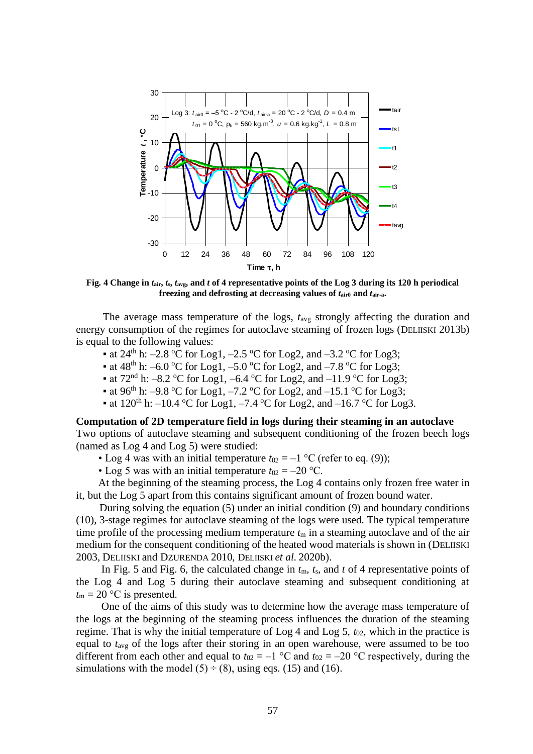**Fig. 4 Change in $t_{air}$, $t_s$, $t_{avg}$, and $t$ of 4 representative points of the Log 3 during its 120 h periodical freezing and defrosting at decreasing values of $t_{air0}$ and $t_{air-a}$.**

The average mass temperature of the logs, $t_{avg}$ strongly affecting the duration and energy consumption of the regimes for autoclave steaming of frozen logs (DELIISKI 2013b) is equal to the following values:

- at 24[th] h: –2.8 °C for Log1, –2.5 °C for Log2, and –3.2 °C for Log3;
- at 48[th] h: –6.0 °C for Log1, –5.0 °C for Log2, and –7.8 °C for Log3;
- at 72[nd] h: –8.2 °C for Log1, –6.4 °C for Log2, and –11.9 °C for Log3;
- at 96[th] h: –9.8 °C for Log1, –7.2 °C for Log2, and –15.1 °C for Log3;
- at 120[th] h: –10.4 °C for Log1, –7.4 °C for Log2, and –16.7 °C for Log3.

**Computation of 2D temperature field in logs during their steaming in an autoclave**

Two options of autoclave steaming and subsequent conditioning of the frozen beech logs (named as Log 4 and Log 5) were studied:

- Log 4 was with an initial temperature $t_{02} = -1$ °C (refer to eq. (9));
- Log 5 was with an initial temperature $t_{02} = -20$ °C.

At the beginning of the steaming process, the Log 4 contains only frozen free water in it, but the Log 5 apart from this contains significant amount of frozen bound water.

During solving the equation (5) under an initial condition (9) and boundary conditions (10), 3-stage regimes for autoclave steaming of the logs were used. The typical temperature time profile of the processing medium temperature $t_m$ in a steaming autoclave and of the air medium for the consequent conditioning of the heated wood materials is shown in (DELIISKI 2003, DELIISKI and DZURENDA 2010, DELIISKI *et al.* 2020b).

In Fig. 5 and Fig. 6, the calculated change in $t_m$, $t_s$, and $t$ of 4 representative points of the Log 4 and Log 5 during their autoclave steaming and subsequent conditioning at $t_m = 20$ °C is presented.

One of the aims of this study was to determine how the average mass temperature of the logs at the beginning of the steaming process influences the duration of the steaming regime. That is why the initial temperature of Log 4 and Log 5, $t_{02}$, which in the practice is equal to $t_{avg}$ of the logs after their storing in an open warehouse, were assumed to be too different from each other and equal to $t_{02} = -1$ °C and $t_{02} = -20$ °C respectively, during the simulations with the model (5) ÷ (8), using eqs. (15) and (16).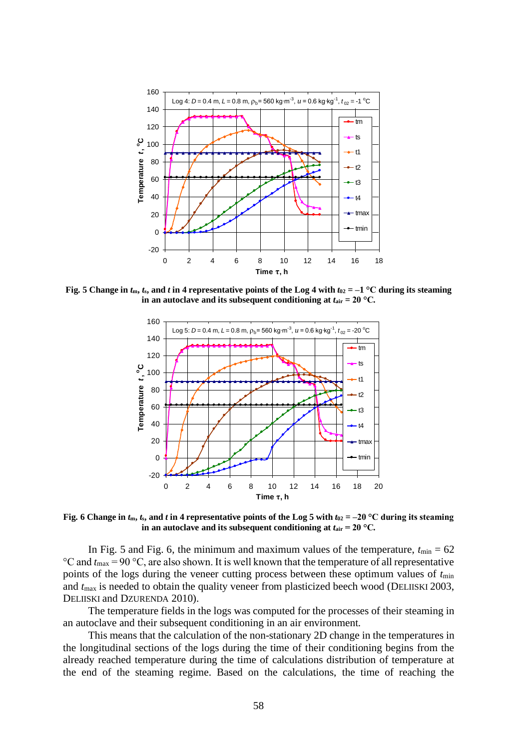**Fig. 5 Change in $t_m$, $t_s$, and $t$ in 4 representative points of the Log 4 with $t_{02}$ = –1 °C during its steaming in an autoclave and its subsequent conditioning at $t_{air}$ = 20 °C.**

**Fig. 6 Change in $t_m$, $t_s$, and $t$ in 4 representative points of the Log 5 with $t_{02}$ = –20 °C during its steaming in an autoclave and its subsequent conditioning at $t_{air}$ = 20 °C.**

In Fig. 5 and Fig. 6, the minimum and maximum values of the temperature, $t_{min}$ = 62 °C and $t_{max}$ = 90 °C, are also shown. It is well known that the temperature of all representative points of the logs during the veneer cutting process between these optimum values of $t_{min}$ and $t_{max}$ is needed to obtain the quality veneer from plasticized beech wood (DELIISKI 2003, DELIISKI and DZURENDA 2010).

The temperature fields in the logs was computed for the processes of their steaming in an autoclave and their subsequent conditioning in an air environment.

This means that the calculation of the non-stationary 2D change in the temperatures in the longitudinal sections of the logs during the time of their conditioning begins from the already reached temperature during the time of calculations distribution of temperature at the end of the steaming regime. Based on the calculations, the time of reaching the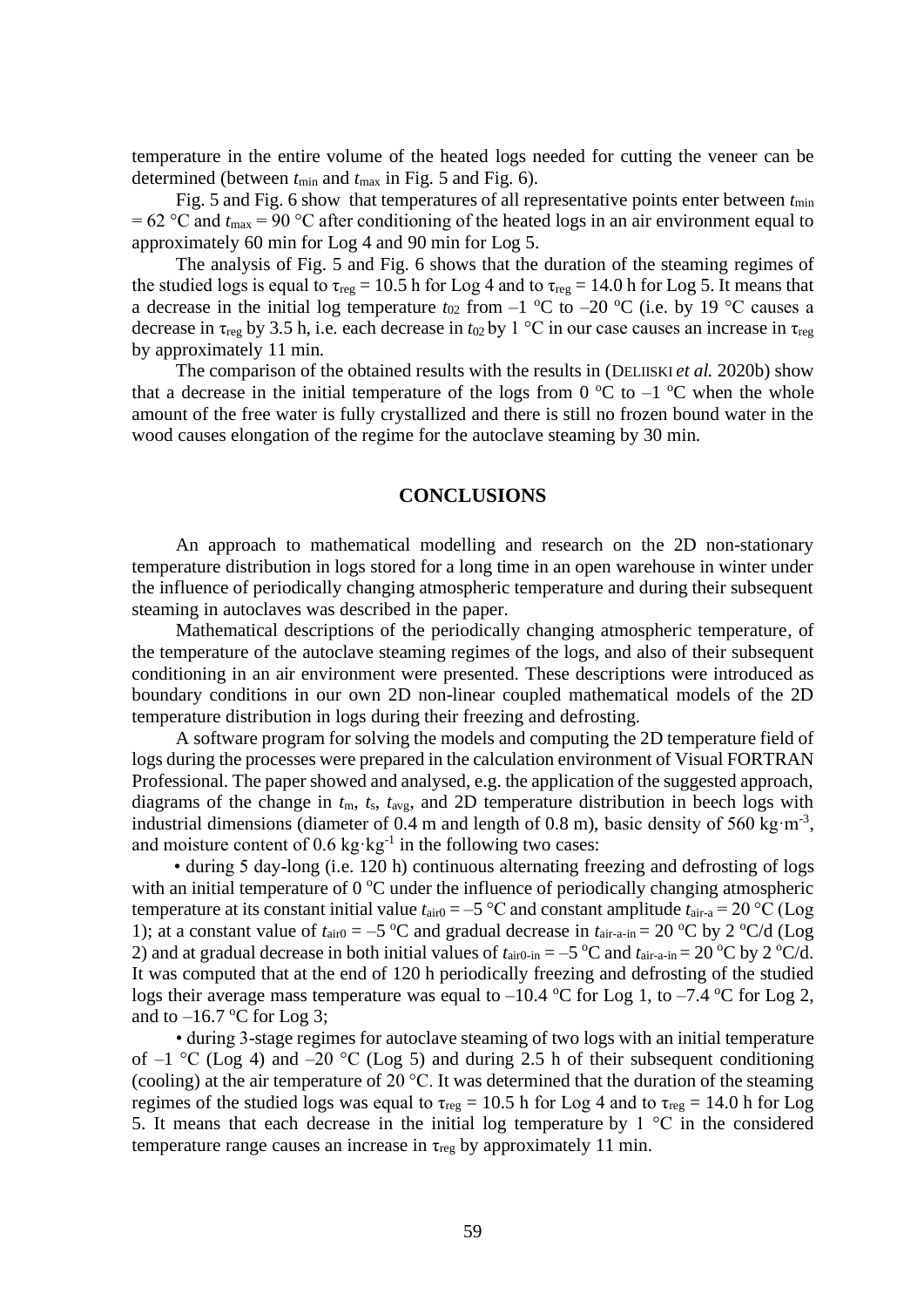temperature in the entire volume of the heated logs needed for cutting the veneer can be determined (between $t_{min}$ and $t_{max}$ in Fig. 5 and Fig. 6).

Fig. 5 and Fig. 6 show that temperatures of all representative points enter between $t_{min} = 62$ °C and $t_{max} = 90$ °C after conditioning of the heated logs in an air environment equal to approximately 60 min for Log 4 and 90 min for Log 5.

The analysis of Fig. 5 and Fig. 6 shows that the duration of the steaming regimes of the studied logs is equal to $\tau_{reg} = 10.5$ h for Log 4 and to $\tau_{reg} = 14.0$ h for Log 5. It means that a decrease in the initial log temperature $t_{02}$ from –1 °C to –20 °C (i.e. by 19 °C causes a decrease in $\tau_{reg}$ by 3.5 h, i.e. each decrease in $t_{02}$ by 1 °C in our case causes an increase in $\tau_{reg}$ by approximately 11 min.

The comparison of the obtained results with the results in (DELIISKI *et al.* 2020b) show that a decrease in the initial temperature of the logs from 0 °C to –1 °C when the whole amount of the free water is fully crystallized and there is still no frozen bound water in the wood causes elongation of the regime for the autoclave steaming by 30 min.

## CONCLUSIONS

An approach to mathematical modelling and research on the 2D non-stationary temperature distribution in logs stored for a long time in an open warehouse in winter under the influence of periodically changing atmospheric temperature and during their subsequent steaming in autoclaves was described in the paper.

Mathematical descriptions of the periodically changing atmospheric temperature, of the temperature of the autoclave steaming regimes of the logs, and also of their subsequent conditioning in an air environment were presented. These descriptions were introduced as boundary conditions in our own 2D non-linear coupled mathematical models of the 2D temperature distribution in logs during their freezing and defrosting.

A software program for solving the models and computing the 2D temperature field of logs during the processes were prepared in the calculation environment of Visual FORTRAN Professional. The paper showed and analysed, e.g. the application of the suggested approach, diagrams of the change in $t_m$, $t_s$, $t_{avg}$, and 2D temperature distribution in beech logs with industrial dimensions (diameter of 0.4 m and length of 0.8 m), basic density of 560 kg·m$^{-3}$, and moisture content of 0.6 kg·kg$^{-1}$ in the following two cases:

- during 5 day-long (i.e. 120 h) continuous alternating freezing and defrosting of logs with an initial temperature of 0 °C under the influence of periodically changing atmospheric temperature at its constant initial value $t_{air0} = -5$ °C and constant amplitude $t_{air\text{-}a} = 20$ °C (Log 1); at a constant value of $t_{air0} = -5$ °C and gradual decrease in $t_{air\text{-}a\text{-}in} = 20$ °C by 2 °C/d (Log 2) and at gradual decrease in both initial values of $t_{air0\text{-}in} = -5$ °C and $t_{air\text{-}a\text{-}in} = 20$ °C by 2 °C/d. It was computed that at the end of 120 h periodically freezing and defrosting of the studied logs their average mass temperature was equal to –10.4 °C for Log 1, to –7.4 °C for Log 2, and to –16.7 °C for Log 3;
- during 3-stage regimes for autoclave steaming of two logs with an initial temperature of –1 °C (Log 4) and –20 °C (Log 5) and during 2.5 h of their subsequent conditioning (cooling) at the air temperature of 20 °C. It was determined that the duration of the steaming regimes of the studied logs was equal to $\tau_{reg} = 10.5$ h for Log 4 and to $\tau_{reg} = 14.0$ h for Log 5. It means that each decrease in the initial log temperature by 1 °C in the considered temperature range causes an increase in $\tau_{reg}$ by approximately 11 min.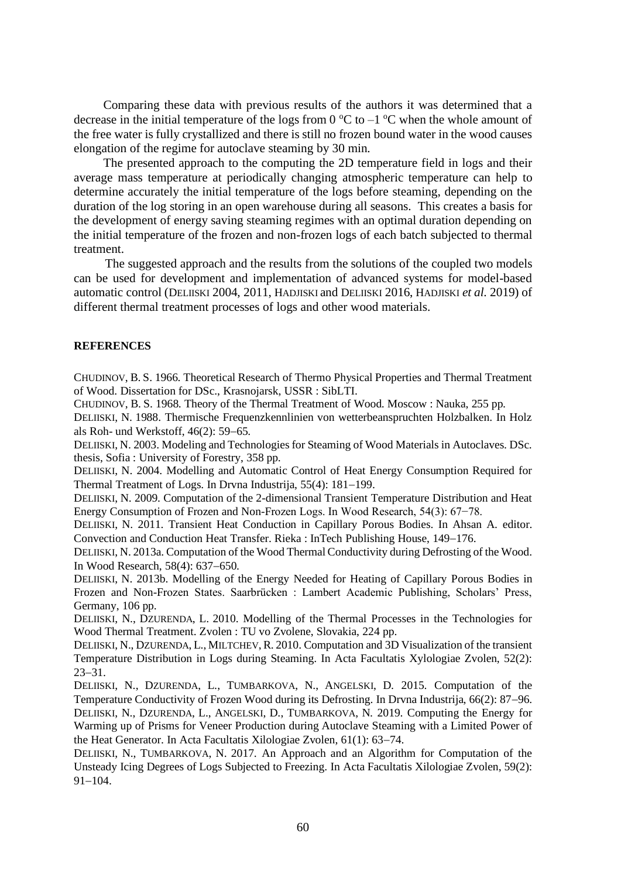Comparing these data with previous results of the authors it was determined that a decrease in the initial temperature of the logs from 0 °C to –1 °C when the whole amount of the free water is fully crystallized and there is still no frozen bound water in the wood causes elongation of the regime for autoclave steaming by 30 min.

The presented approach to the computing the 2D temperature field in logs and their average mass temperature at periodically changing atmospheric temperature can help to determine accurately the initial temperature of the logs before steaming, depending on the duration of the log storing in an open warehouse during all seasons. This creates a basis for the development of energy saving steaming regimes with an optimal duration depending on the initial temperature of the frozen and non-frozen logs of each batch subjected to thermal treatment.

The suggested approach and the results from the solutions of the coupled two models can be used for development and implementation of advanced systems for model-based automatic control (DELIISKI 2004, 2011, HADJISKI and DELIISKI 2016, HADJISKI *et al.* 2019) of different thermal treatment processes of logs and other wood materials.

## REFERENCES

CHUDINOV, B. S. 1966. Theoretical Research of Thermo Physical Properties and Thermal Treatment of Wood. Dissertation for DSc., Krasnojarsk, USSR : SibLTI.

CHUDINOV, B. S. 1968. Theory of the Thermal Treatment of Wood. Moscow : Nauka, 255 pp.

DELIISKI, N. 1988. Thermische Frequenzkennlinien von wetterbeanspruchten Holzbalken. In Holz als Roh- und Werkstoff, 46(2): 59–65.

DELIISKI, N. 2003. Modeling and Technologies for Steaming of Wood Materials in Autoclaves. DSc. thesis, Sofia : University of Forestry, 358 pp.

DELIISKI, N. 2004. Modelling and Automatic Control of Heat Energy Consumption Required for Thermal Treatment of Logs. In Drvna Industrija, 55(4): 181–199.

DELIISKI, N. 2009. Computation of the 2-dimensional Transient Temperature Distribution and Heat Energy Consumption of Frozen and Non-Frozen Logs. In Wood Research, 54(3): 67−78.

DELIISKI, N. 2011. Transient Heat Conduction in Capillary Porous Bodies. In Ahsan A. editor. Convection and Conduction Heat Transfer. Rieka : InTech Publishing House, 149–176.

DELIISKI, N. 2013a. Computation of the Wood Thermal Conductivity during Defrosting of the Wood. In Wood Research, 58(4): 637–650.

DELIISKI, N. 2013b. Modelling of the Energy Needed for Heating of Capillary Porous Bodies in Frozen and Non-Frozen States. Saarbrücken : Lambert Academic Publishing, Scholars' Press, Germany, 106 pp.

DELIISKI, N., DZURENDA, L. 2010. Modelling of the Thermal Processes in the Technologies for Wood Thermal Treatment. Zvolen : TU vo Zvolene, Slovakia, 224 pp.

DELIISKI, N., DZURENDA, L., MILTCHEV, R. 2010. Computation and 3D Visualization of the transient Temperature Distribution in Logs during Steaming. In Acta Facultatis Xylologiae Zvolen, 52(2): 23–31.

DELIISKI, N., DZURENDA, L., TUMBARKOVA, N., ANGELSKI, D. 2015. Computation of the Temperature Conductivity of Frozen Wood during its Defrosting. In Drvna Industrija, 66(2): 87–96.

DELIISKI, N., DZURENDA, L., ANGELSKI, D., TUMBARKOVA, N. 2019. Computing the Energy for Warming up of Prisms for Veneer Production during Autoclave Steaming with a Limited Power of the Heat Generator. In Acta Facultatis Xilologiae Zvolen, 61(1): 63–74.

DELIISKI, N., TUMBARKOVA, N. 2017. An Approach and an Algorithm for Computation of the Unsteady Icing Degrees of Logs Subjected to Freezing. In Acta Facultatis Xilologiae Zvolen, 59(2): 91–104.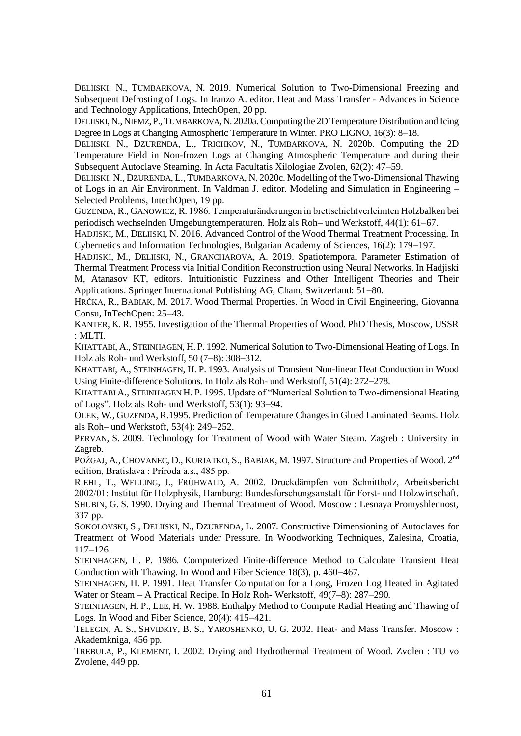DELIISKI, N., TUMBARKOVA, N. 2019. Numerical Solution to Two-Dimensional Freezing and Subsequent Defrosting of Logs. In Iranzo A. editor. Heat and Mass Transfer - Advances in Science and Technology Applications, IntechOpen, 20 pp.

DELIISKI, N., NIEMZ, P., TUMBARKOVA, N. 2020a. Computing the 2D Temperature Distribution and Icing Degree in Logs at Changing Atmospheric Temperature in Winter. PRO LIGNO, 16(3): 8–18.

DELIISKI, N., DZURENDA, L., TRICHKOV, N., TUMBARKOVA, N. 2020b. Computing the 2D Temperature Field in Non-frozen Logs at Changing Atmospheric Temperature and during their Subsequent Autoclave Steaming. In Acta Facultatis Xilologiae Zvolen, 62(2): 47–59.

DELIISKI, N., DZURENDA, L., TUMBARKOVA, N. 2020c. Modelling of the Two-Dimensional Thawing of Logs in an Air Environment. In Valdman J. editor. Modeling and Simulation in Engineering – Selected Problems, IntechOpen, 19 pp.

GUZENDA, R., GANOWICZ, R. 1986. Temperaturänderungen in brettschichtverleimten Holzbalken bei periodisch wechselnden Umgebungtemperaturen. Holz als Roh– und Werkstoff, 44(1): 61–67.

HADJISKI, M., DELIISKI, N. 2016. Advanced Control of the Wood Thermal Treatment Processing. In Cybernetics and Information Technologies, Bulgarian Academy of Sciences, 16(2): 179–197.

HADJISKI, M., DELIISKI, N., GRANCHAROVA, A. 2019. Spatiotemporal Parameter Estimation of Thermal Treatment Process via Initial Condition Reconstruction using Neural Networks. In Hadjiski M, Atanasov KT, editors. Intuitionistic Fuzziness and Other Intelligent Theories and Their Applications. Springer International Publishing AG, Cham, Switzerland: 51–80.

HRČKA, R., BABIAK, M. 2017. Wood Thermal Properties. In Wood in Civil Engineering, Giovanna Consu, InTechOpen: 25–43.

KANTER, K. R. 1955. Investigation of the Thermal Properties of Wood. PhD Thesis, Moscow, USSR : MLTI.

KHATTABI, A., STEINHAGEN, H. P. 1992. Numerical Solution to Two-Dimensional Heating of Logs. In Holz als Roh- und Werkstoff, 50 (7–8): 308–312.

KHATTABI, A., STEINHAGEN, H. P. 1993. Analysis of Transient Non-linear Heat Conduction in Wood Using Finite-difference Solutions. In Holz als Roh- und Werkstoff, 51(4): 272–278.

KHATTABI A., STEINHAGEN H. P. 1995. Update of "Numerical Solution to Two-dimensional Heating of Logs". Holz als Roh- und Werkstoff, 53(1): 93–94.

OLEK, W., GUZENDA, R.1995. Prediction of Temperature Changes in Glued Laminated Beams. Holz als Roh– und Werkstoff, 53(4): 249–252.

PERVAN, S. 2009. Technology for Treatment of Wood with Water Steam. Zagreb : University in Zagreb.

POŽGAJ, A., CHOVANEC, D., KURJATKO, S., BABIAK, M. 1997. Structure and Properties of Wood. 2nd edition, Bratislava : Príroda a.s., 485 pp.

RIEHL, T., WELLING, J., FRÜHWALD, A. 2002. Druckdämpfen von Schnittholz, Arbeitsbericht 2002/01: Institut für Holzphysik, Hamburg: Bundesforschungsanstalt für Forst- und Holzwirtschaft.

SHUBIN, G. S. 1990. Drying and Thermal Treatment of Wood. Moscow : Lesnaya Promyshlennost, 337 pp.

SOKOLOVSKI, S., DELIISKI, N., DZURENDA, L. 2007. Constructive Dimensioning of Autoclaves for Treatment of Wood Materials under Pressure. In Woodworking Techniques, Zalesina, Croatia, 117–126.

STEINHAGEN, H. P. 1986. Computerized Finite-difference Method to Calculate Transient Heat Conduction with Thawing. In Wood and Fiber Science 18(3), p. 460–467.

STEINHAGEN, H. P. 1991. Heat Transfer Computation for a Long, Frozen Log Heated in Agitated Water or Steam – A Practical Recipe. In Holz Roh- Werkstoff, 49(7–8): 287–290.

STEINHAGEN, H. P., LEE, H. W. 1988. Enthalpy Method to Compute Radial Heating and Thawing of Logs. In Wood and Fiber Science, 20(4): 415–421.

TELEGIN, A. S., SHVIDKIY, B. S., YAROSHENKO, U. G. 2002. Heat- and Mass Transfer. Moscow : Akademkniga, 456 pp.

TREBULA, P., KLEMENT, I. 2002. Drying and Hydrothermal Treatment of Wood. Zvolen : TU vo Zvolene, 449 pp.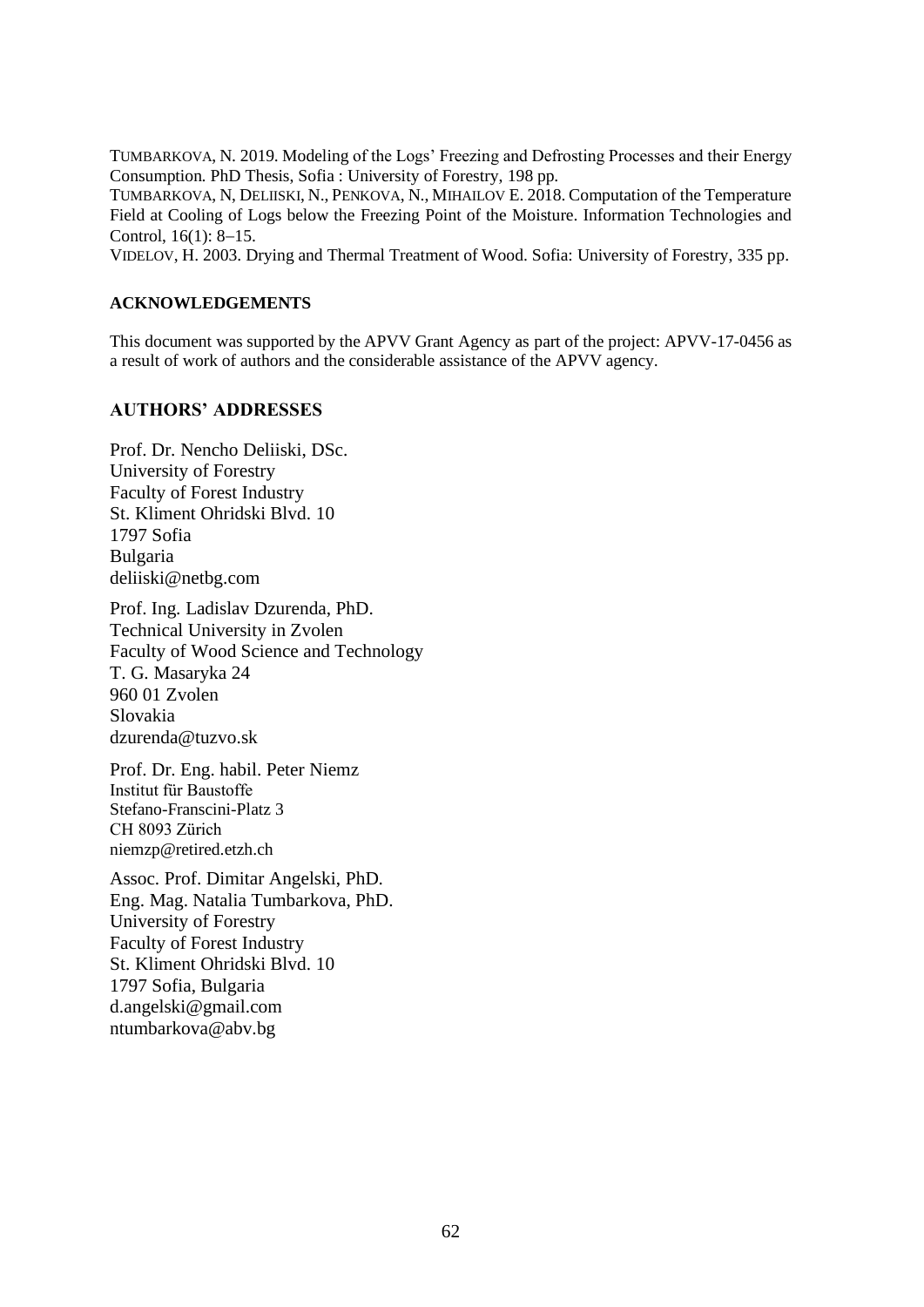TUMBARKOVA, N. 2019. Modeling of the Logs' Freezing and Defrosting Processes and their Energy Consumption. PhD Thesis, Sofia : University of Forestry, 198 pp.

TUMBARKOVA, N, DELIISKI, N., PENKOVA, N., MIHAILOV E. 2018. Computation of the Temperature Field at Cooling of Logs below the Freezing Point of the Moisture. Information Technologies and Control, 16(1): 8–15.

VIDELOV, H. 2003. Drying and Thermal Treatment of Wood. Sofia: University of Forestry, 335 pp.

### ACKNOWLEDGEMENTS

This document was supported by the APVV Grant Agency as part of the project: APVV-17-0456 as a result of work of authors and the considerable assistance of the APVV agency.

### AUTHORS' ADDRESSES

Prof. Dr. Nencho Deliiski, DSc.
University of Forestry
Faculty of Forest Industry
St. Kliment Ohridski Blvd. 10
1797 Sofia
Bulgaria
deliiski@netbg.com

Prof. Ing. Ladislav Dzurenda, PhD.
Technical University in Zvolen
Faculty of Wood Science and Technology
T. G. Masaryka 24
960 01 Zvolen
Slovakia
dzurenda@tuzvo.sk

Prof. Dr. Eng. habil. Peter Niemz
Institut für Baustoffe
Stefano-Franscini-Platz 3
CH 8093 Zürich
niemzp@retired.etzh.ch

Assoc. Prof. Dimitar Angelski, PhD.
Eng. Mag. Natalia Tumbarkova, PhD.
University of Forestry
Faculty of Forest Industry
St. Kliment Ohridski Blvd. 10
1797 Sofia, Bulgaria
d.angelski@gmail.com
ntumbarkova@abv.bg